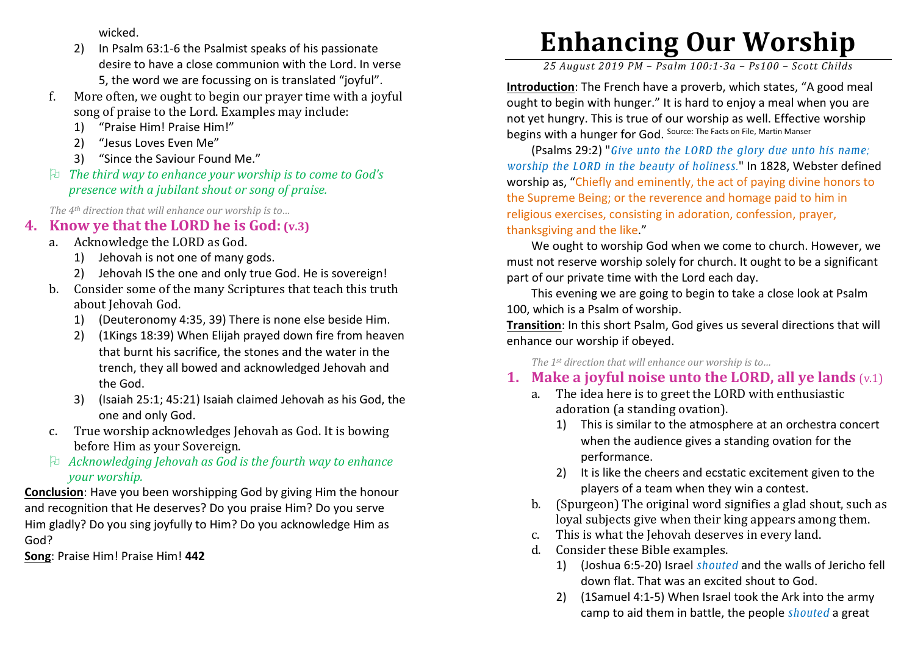# Enhancing Our Worship

*25 August 2019 PM – Psalm 100:1-3a – Ps100 – Scott Childs*

**Introduction**: The French have a proverb, which states, "A good meal ought to begin with hunger." It is hard to enjoy a meal when you are not yet hungry. This is true of our worship as well. Effective worship begins with a hunger for God. Source: The Facts on File, Martin Manser

(Psalms 29:2) "*Give unto the LORD the glory due unto his name; worship the LORD in the beauty of holiness.*" In 1828, Webster defined worship as, "Chiefly and eminently, the act of paying divine honors to the Supreme Being; or the reverence and homage paid to him in religious exercises, consisting in adoration, confession, prayer, thanksgiving and the like."

We ought to worship God when we come to church. However, we must not reserve worship solely for church. It ought to be a significant part of our private time with the Lord each day.

This evening we are going to begin to take a close look at Psalm 100, which is a Psalm of worship.

**Transition**: In this short Psalm, God gives us several directions that will enhance our worship if obeyed.

*The 1st direction that will enhance our worship is to…*

## 1. Make a joyful noise unto the LORD, all ye lands (v.1)

a. The idea here is to greet the LORD with enthusiastic adoration (a standing ovation).
   1) This is similar to the atmosphere at an orchestra concert when the audience gives a standing ovation for the performance.
   2) It is like the cheers and ecstatic excitement given to the players of a team when they win a contest.

b. (Spurgeon) The original word signifies a glad shout, such as loyal subjects give when their king appears among them.

c. This is what the Jehovah deserves in every land.

d. Consider these Bible examples.
   1) (Joshua 6:5-20) Israel *shouted* and the walls of Jericho fell down flat. That was an excited shout to God.
   2) (1Samuel 4:1-5) When Israel took the Ark into the army camp to aid them in battle, the people *shouted* a great

---

wicked.

   2) In Psalm 63:1-6 the Psalmist speaks of his passionate desire to have a close communion with the Lord. In verse 5, the word we are focussing on is translated "joyful".

f. More often, we ought to begin our prayer time with a joyful song of praise to the Lord. Examples may include:
   1) "Praise Him! Praise Him!"
   2) "Jesus Loves Even Me"
   3) "Since the Saviour Found Me."

*The third way to enhance your worship is to come to God's presence with a jubilant shout or song of praise.*

*The 4th direction that will enhance our worship is to…*

## 4. Know ye that the LORD he is God: (v.3)

a. Acknowledge the LORD as God.
   1) Jehovah is not one of many gods.
   2) Jehovah IS the one and only true God. He is sovereign!

b. Consider some of the many Scriptures that teach this truth about Jehovah God.
   1) (Deuteronomy 4:35, 39) There is none else beside Him.
   2) (1Kings 18:39) When Elijah prayed down fire from heaven that burnt his sacrifice, the stones and the water in the trench, they all bowed and acknowledged Jehovah and the God.
   3) (Isaiah 25:1; 45:21) Isaiah claimed Jehovah as his God, the one and only God.

c. True worship acknowledges Jehovah as God. It is bowing before Him as your Sovereign.

*Acknowledging Jehovah as God is the fourth way to enhance your worship.*

**Conclusion**: Have you been worshipping God by giving Him the honour and recognition that He deserves? Do you praise Him? Do you serve Him gladly? Do you sing joyfully to Him? Do you acknowledge Him as God?

**Song**: Praise Him! Praise Him! **442**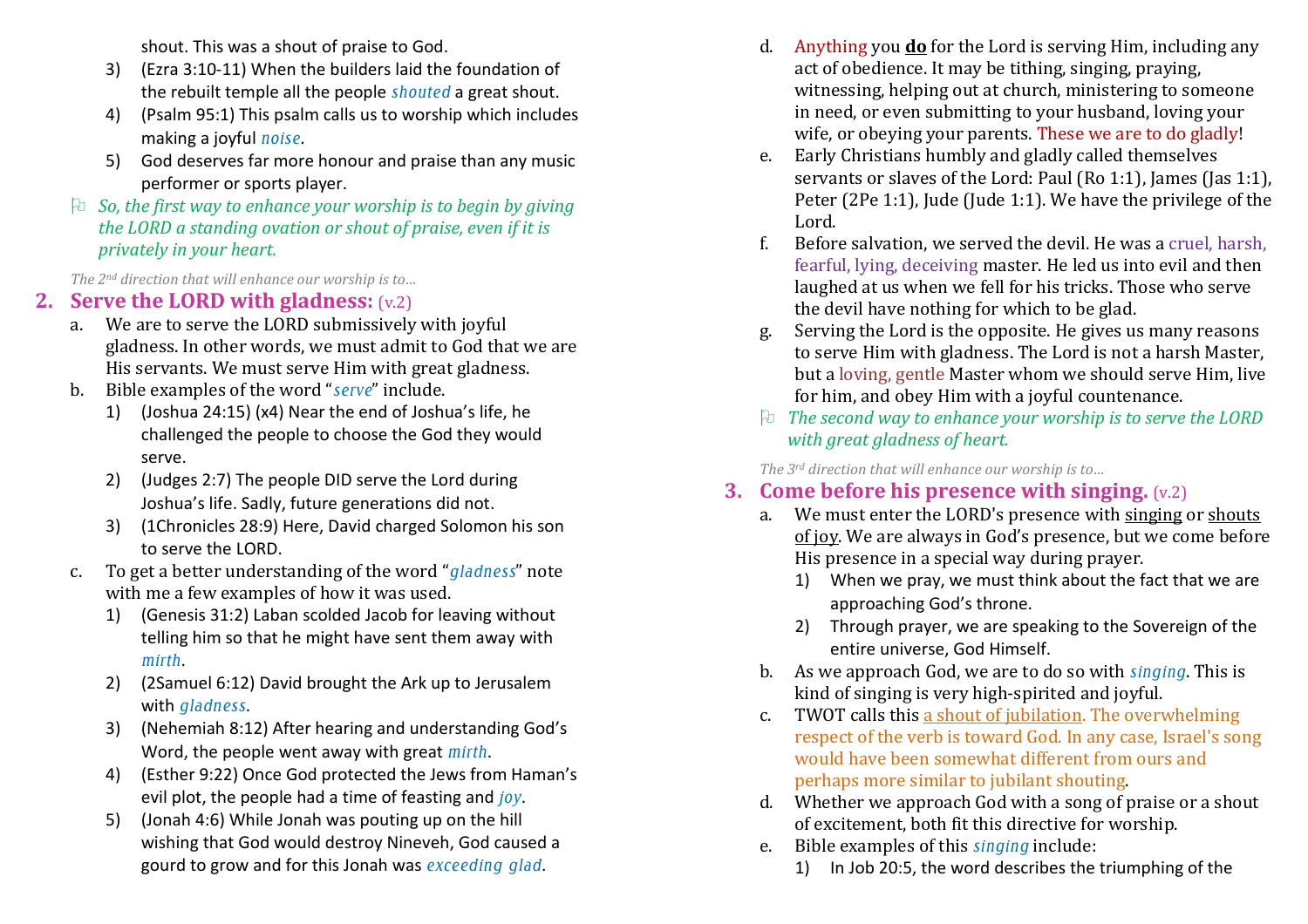shout. This was a shout of praise to God.

3) (Ezra 3:10-11) When the builders laid the foundation of the rebuilt temple all the people *shouted* a great shout.
4) (Psalm 95:1) This psalm calls us to worship which includes making a joyful *noise*.
5) God deserves far more honour and praise than any music performer or sports player.

- *So, the first way to enhance your worship is to begin by giving the LORD a standing ovation or shout of praise, even if it is privately in your heart.*

*The 2nd direction that will enhance our worship is to…*

## 2. Serve the LORD with gladness: (v.2)

a. We are to serve the LORD submissively with joyful gladness. In other words, we must admit to God that we are His servants. We must serve Him with great gladness.

b. Bible examples of the word "*serve*" include.
   1) (Joshua 24:15) (x4) Near the end of Joshua's life, he challenged the people to choose the God they would serve.
   2) (Judges 2:7) The people DID serve the Lord during Joshua's life. Sadly, future generations did not.
   3) (1Chronicles 28:9) Here, David charged Solomon his son to serve the LORD.

c. To get a better understanding of the word "*gladness*" note with me a few examples of how it was used.
   1) (Genesis 31:2) Laban scolded Jacob for leaving without telling him so that he might have sent them away with *mirth*.
   2) (2Samuel 6:12) David brought the Ark up to Jerusalem with *gladness*.
   3) (Nehemiah 8:12) After hearing and understanding God's Word, the people went away with great *mirth*.
   4) (Esther 9:22) Once God protected the Jews from Haman's evil plot, the people had a time of feasting and *joy*.
   5) (Jonah 4:6) While Jonah was pouting up on the hill wishing that God would destroy Nineveh, God caused a gourd to grow and for this Jonah was *exceeding glad*.

d. Anything you **do** for the Lord is serving Him, including any act of obedience. It may be tithing, singing, praying, witnessing, helping out at church, ministering to someone in need, or even submitting to your husband, loving your wife, or obeying your parents. These we are to do gladly!

e. Early Christians humbly and gladly called themselves servants or slaves of the Lord: Paul (Ro 1:1), James (Jas 1:1), Peter (2Pe 1:1), Jude (Jude 1:1). We have the privilege of the Lord.

f. Before salvation, we served the devil. He was a cruel, harsh, fearful, lying, deceiving master. He led us into evil and then laughed at us when we fell for his tricks. Those who serve the devil have nothing for which to be glad.

g. Serving the Lord is the opposite. He gives us many reasons to serve Him with gladness. The Lord is not a harsh Master, but a loving, gentle Master whom we should serve Him, live for him, and obey Him with a joyful countenance.

- *The second way to enhance your worship is to serve the LORD with great gladness of heart.*

*The 3rd direction that will enhance our worship is to…*

## 3. Come before his presence with singing. (v.2)

a. We must enter the LORD's presence with singing or shouts of joy. We are always in God's presence, but we come before His presence in a special way during prayer.
   1) When we pray, we must think about the fact that we are approaching God's throne.
   2) Through prayer, we are speaking to the Sovereign of the entire universe, God Himself.

b. As we approach God, we are to do so with *singing*. This is kind of singing is very high-spirited and joyful.

c. TWOT calls this a shout of jubilation. The overwhelming respect of the verb is toward God. In any case, Israel's song would have been somewhat different from ours and perhaps more similar to jubilant shouting.

d. Whether we approach God with a song of praise or a shout of excitement, both fit this directive for worship.

e. Bible examples of this *singing* include:
   1) In Job 20:5, the word describes the triumphing of the